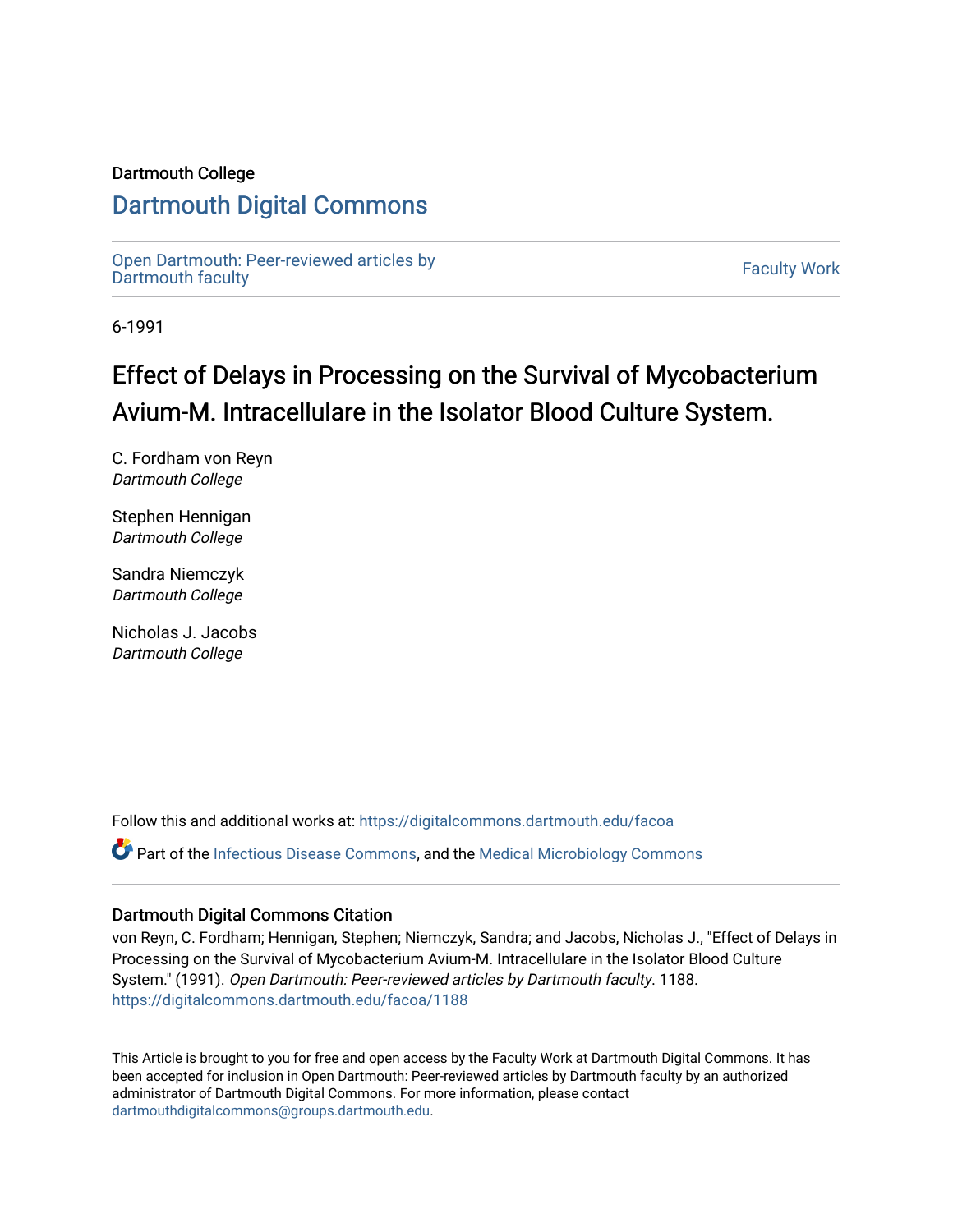Dartmouth College

# Dartmouth Digital Commons

Open Dartmouth: Peer-reviewed articles by Dartmouth faculty

Faculty Work

6-1991

## Effect of Delays in Processing on the Survival of Mycobacterium Avium-M. Intracellulare in the Isolator Blood Culture System.

C. Fordham von Reyn
*Dartmouth College*

Stephen Hennigan
*Dartmouth College*

Sandra Niemczyk
*Dartmouth College*

Nicholas J. Jacobs
*Dartmouth College*

Follow this and additional works at: https://digitalcommons.dartmouth.edu/facoa

Part of the Infectious Disease Commons, and the Medical Microbiology Commons

### Dartmouth Digital Commons Citation

von Reyn, C. Fordham; Hennigan, Stephen; Niemczyk, Sandra; and Jacobs, Nicholas J., "Effect of Delays in Processing on the Survival of Mycobacterium Avium-M. Intracellulare in the Isolator Blood Culture System." (1991). *Open Dartmouth: Peer-reviewed articles by Dartmouth faculty*. 1188.
https://digitalcommons.dartmouth.edu/facoa/1188

This Article is brought to you for free and open access by the Faculty Work at Dartmouth Digital Commons. It has been accepted for inclusion in Open Dartmouth: Peer-reviewed articles by Dartmouth faculty by an authorized administrator of Dartmouth Digital Commons. For more information, please contact dartmouthdigitalcommons@groups.dartmouth.edu.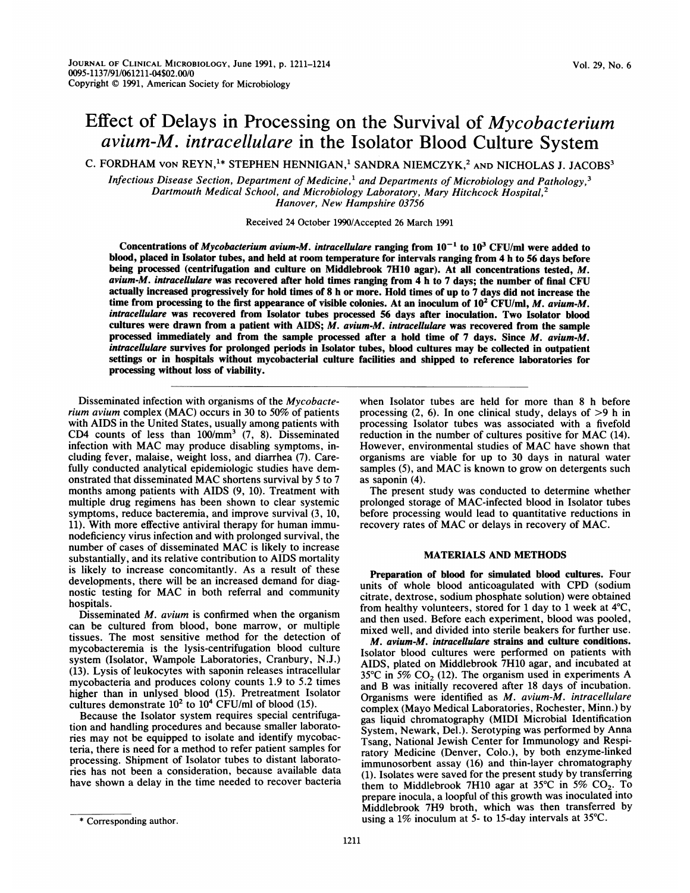# Effect of Delays in Processing on the Survival of *Mycobacterium avium-M. intracellulare* in the Isolator Blood Culture System

C. FORDHAM VON REYN,[1*] STEPHEN HENNIGAN,[1] SANDRA NIEMCZYK,[2] AND NICHOLAS J. JACOBS[3]

*Infectious Disease Section, Department of Medicine,[1] and Departments of Microbiology and Pathology,[3] Dartmouth Medical School, and Microbiology Laboratory, Mary Hitchcock Hospital,[2] Hanover, New Hampshire 03756*

Received 24 October 1990/Accepted 26 March 1991

**Concentrations of *Mycobacterium avium-M. intracellulare* ranging from $10^{-1}$ to $10^{3}$ CFU/ml were added to blood, placed in Isolator tubes, and held at room temperature for intervals ranging from 4 h to 56 days before being processed (centrifugation and culture on Middlebrook 7H10 agar). At all concentrations tested, *M. avium-M. intracellulare* was recovered after hold times ranging from 4 h to 7 days; the number of final CFU actually increased progressively for hold times of 8 h or more. Hold times of up to 7 days did not increase the time from processing to the first appearance of visible colonies. At an inoculum of $10^{2}$ CFU/ml, *M. avium-M. intracellulare* was recovered from Isolator tubes processed 56 days after inoculation. Two Isolator blood cultures were drawn from a patient with AIDS; *M. avium-M. intracellulare* was recovered from the sample processed immediately and from the sample processed after a hold time of 7 days. Since *M. avium-M. intracellulare* survives for prolonged periods in Isolator tubes, blood cultures may be collected in outpatient settings or in hospitals without mycobacterial culture facilities and shipped to reference laboratories for processing without loss of viability.**

Disseminated infection with organisms of the *Mycobacterium avium* complex (MAC) occurs in 30 to 50% of patients with AIDS in the United States, usually among patients with CD4 counts of less than $100/mm^3$ (7, 8). Disseminated infection with MAC may produce disabling symptoms, including fever, malaise, weight loss, and diarrhea (7). Carefully conducted analytical epidemiologic studies have demonstrated that disseminated MAC shortens survival by 5 to 7 months among patients with AIDS (9, 10). Treatment with multiple drug regimens has been shown to clear systemic symptoms, reduce bacteremia, and improve survival (3, 10, 11). With more effective antiviral therapy for human immunodeficiency virus infection and with prolonged survival, the number of cases of disseminated MAC is likely to increase substantially, and its relative contribution to AIDS mortality is likely to increase concomitantly. As a result of these developments, there will be an increased demand for diagnostic testing for MAC in both referral and community hospitals.

Disseminated *M. avium* is confirmed when the organism can be cultured from blood, bone marrow, or multiple tissues. The most sensitive method for the detection of mycobacteremia is the lysis-centrifugation blood culture system (Isolator, Wampole Laboratories, Cranbury, N.J.) (13). Lysis of leukocytes with saponin releases intracellular mycobacteria and produces colony counts 1.9 to 5.2 times higher than in unlysed blood (15). Pretreatment Isolator cultures demonstrate $10^{2}$ to $10^{4}$ CFU/ml of blood (15).

Because the Isolator system requires special centrifugation and handling procedures and because smaller laboratories may not be equipped to isolate and identify mycobacteria, there is need for a method to refer patient samples for processing. Shipment of Isolator tubes to distant laboratories has not been a consideration, because available data have shown a delay in the time needed to recover bacteria when Isolator tubes are held for more than 8 h before processing (2, 6). In one clinical study, delays of >9 h in processing Isolator tubes was associated with a fivefold reduction in the number of cultures positive for MAC (14). However, environmental studies of MAC have shown that organisms are viable for up to 30 days in natural water samples (5), and MAC is known to grow on detergents such as saponin (4).

The present study was conducted to determine whether prolonged storage of MAC-infected blood in Isolator tubes before processing would lead to quantitative reductions in recovery rates of MAC or delays in recovery of MAC.

## MATERIALS AND METHODS

**Preparation of blood for simulated blood cultures.** Four units of whole blood anticoagulated with CPD (sodium citrate, dextrose, sodium phosphate solution) were obtained from healthy volunteers, stored for 1 day to 1 week at 4°C, and then used. Before each experiment, blood was pooled, mixed well, and divided into sterile beakers for further use.

***M. avium-M. intracellulare* strains and culture conditions.** Isolator blood cultures were performed on patients with AIDS, plated on Middlebrook 7H10 agar, and incubated at 35°C in 5% $CO_2$ (12). The organism used in experiments A and B was initially recovered after 18 days of incubation. Organisms were identified as *M. avium-M. intracellulare* complex (Mayo Medical Laboratories, Rochester, Minn.) by gas liquid chromatography (MIDI Microbial Identification System, Newark, Del.). Serotyping was performed by Anna Tsang, National Jewish Center for Immunology and Respiratory Medicine (Denver, Colo.), by both enzyme-linked immunosorbent assay (16) and thin-layer chromatography (1). Isolates were saved for the present study by transferring them to Middlebrook 7H10 agar at 35°C in 5% $CO_2$. To prepare inocula, a loopful of this growth was inoculated into Middlebrook 7H9 broth, which was then transferred by using a 1% inoculum at 5- to 15-day intervals at 35°C.

\* Corresponding author.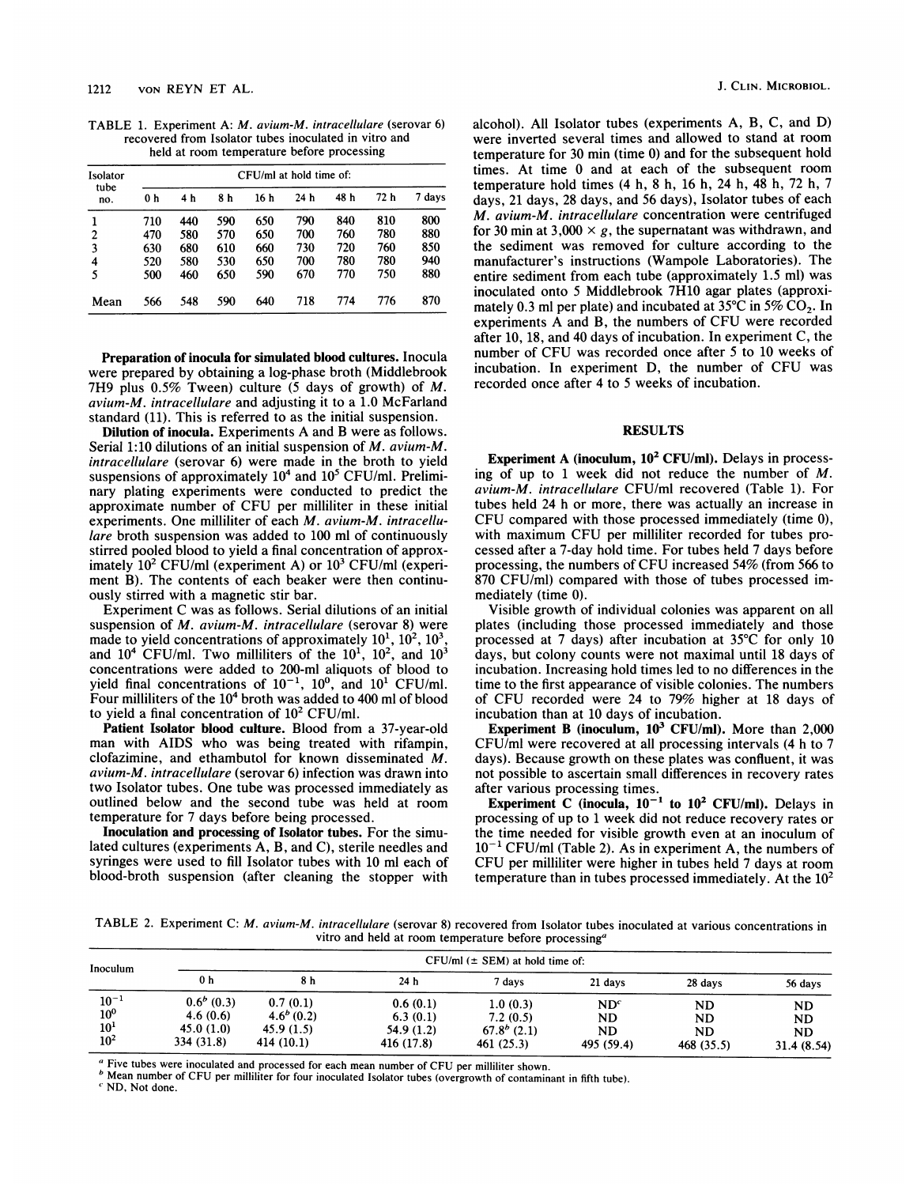TABLE 1. Experiment A: *M. avium-M. intracellulare* (serovar 6) recovered from Isolator tubes inoculated in vitro and held at room temperature before processing

| Isolator tube no. | CFU/ml at hold time of: | | | | | | | |
|---|---|---|---|---|---|---|---|---|
| | 0 h | 4 h | 8 h | 16 h | 24 h | 48 h | 72 h | 7 days |
| 1 | 710 | 440 | 590 | 650 | 790 | 840 | 810 | 800 |
| 2 | 470 | 580 | 570 | 650 | 700 | 760 | 780 | 880 |
| 3 | 630 | 680 | 610 | 660 | 730 | 720 | 760 | 850 |
| 4 | 520 | 580 | 530 | 650 | 700 | 780 | 780 | 940 |
| 5 | 500 | 460 | 650 | 590 | 670 | 770 | 750 | 880 |
| Mean | 566 | 548 | 590 | 640 | 718 | 774 | 776 | 870 |

**Preparation of inocula for simulated blood cultures.** Inocula were prepared by obtaining a log-phase broth (Middlebrook 7H9 plus 0.5% Tween) culture (5 days of growth) of *M. avium-M. intracellulare* and adjusting it to a 1.0 McFarland standard (11). This is referred to as the initial suspension.

**Dilution of inocula.** Experiments A and B were as follows. Serial 1:10 dilutions of an initial suspension of *M. avium-M. intracellulare* (serovar 6) were made in the broth to yield suspensions of approximately $10^4$ and $10^5$ CFU/ml. Preliminary plating experiments were conducted to predict the approximate number of CFU per milliliter in these initial experiments. One milliliter of each *M. avium-M. intracellulare* broth suspension was added to 100 ml of continuously stirred pooled blood to yield a final concentration of approximately $10^2$ CFU/ml (experiment A) or $10^3$ CFU/ml (experiment B). The contents of each beaker were then continuously stirred with a magnetic stir bar.

Experiment C was as follows. Serial dilutions of an initial suspension of *M. avium-M. intracellulare* (serovar 8) were made to yield concentrations of approximately $10^1$, $10^2$, $10^3$, and $10^4$ CFU/ml. Two milliliters of the $10^1$, $10^2$, and $10^3$ concentrations were added to 200-ml aliquots of blood to yield final concentrations of $10^{-1}$, $10^0$, and $10^1$ CFU/ml. Four milliliters of the $10^4$ broth was added to 400 ml of blood to yield a final concentration of $10^2$ CFU/ml.

**Patient Isolator blood culture.** Blood from a 37-year-old man with AIDS who was being treated with rifampin, clofazimine, and ethambutol for known disseminated *M. avium-M. intracellulare* (serovar 6) infection was drawn into two Isolator tubes. One tube was processed immediately as outlined below and the second tube was held at room temperature for 7 days before being processed.

**Inoculation and processing of Isolator tubes.** For the simulated cultures (experiments A, B, and C), sterile needles and syringes were used to fill Isolator tubes with 10 ml each of blood-broth suspension (after cleaning the stopper with alcohol). All Isolator tubes (experiments A, B, C, and D) were inverted several times and allowed to stand at room temperature for 30 min (time 0) and for the subsequent hold times. At time 0 and at each of the subsequent room temperature hold times (4 h, 8 h, 16 h, 24 h, 48 h, 72 h, 7 days, 21 days, 28 days, and 56 days), Isolator tubes of each *M. avium-M. intracellulare* concentration were centrifuged for 30 min at 3,000 × *g*, the supernatant was withdrawn, and the sediment was removed for culture according to the manufacturer's instructions (Wampole Laboratories). The entire sediment from each tube (approximately 1.5 ml) was inoculated onto 5 Middlebrook 7H10 agar plates (approximately 0.3 ml per plate) and incubated at 35°C in 5% $CO_2$. In experiments A and B, the numbers of CFU were recorded after 10, 18, and 40 days of incubation. In experiment C, the number of CFU was recorded once after 5 to 10 weeks of incubation. In experiment D, the number of CFU was recorded once after 4 to 5 weeks of incubation.

## RESULTS

**Experiment A (inoculum, $10^2$ CFU/ml).** Delays in processing of up to 1 week did not reduce the number of *M. avium-M. intracellulare* CFU/ml recovered (Table 1). For tubes held 24 h or more, there was actually an increase in CFU compared with those processed immediately (time 0), with maximum CFU per milliliter recorded for tubes processed after a 7-day hold time. For tubes held 7 days before processing, the numbers of CFU increased 54% (from 566 to 870 CFU/ml) compared with those of tubes processed immediately (time 0).

Visible growth of individual colonies was apparent on all plates (including those processed immediately and those processed at 7 days) after incubation at 35°C for only 10 days, but colony counts were not maximal until 18 days of incubation. Increasing hold times led to no differences in the time to the first appearance of visible colonies. The numbers of CFU recorded were 24 to 79% higher at 18 days of incubation than at 10 days of incubation.

**Experiment B (inoculum, $10^3$ CFU/ml).** More than 2,000 CFU/ml were recovered at all processing intervals (4 h to 7 days). Because growth on these plates was confluent, it was not possible to ascertain small differences in recovery rates after various processing times.

**Experiment C (inocula, $10^{-1}$ to $10^2$ CFU/ml).** Delays in processing of up to 1 week did not reduce recovery rates or the time needed for visible growth even at an inoculum of $10^{-1}$ CFU/ml (Table 2). As in experiment A, the numbers of CFU per milliliter were higher in tubes held 7 days at room temperature than in tubes processed immediately. At the $10^2$

TABLE 2. Experiment C: *M. avium-M. intracellulare* (serovar 8) recovered from Isolator tubes inoculated at various concentrations in vitro and held at room temperature before processing[a]

| Inoculum | CFU/ml (± SEM) at hold time of: | | | | | | |
|---|---|---|---|---|---|---|---|
| | 0 h | 8 h | 24 h | 7 days | 21 days | 28 days | 56 days |
| $10^{-1}$ | 0.6[b] (0.3) | 0.7 (0.1) | 0.6 (0.1) | 1.0 (0.3) | ND[c] | ND | ND |
| $10^0$ | 4.6 (0.6) | 4.6[b] (0.2) | 6.3 (0.1) | 7.2 (0.5) | ND | ND | ND |
| $10^1$ | 45.0 (1.0) | 45.9 (1.5) | 54.9 (1.2) | 67.8[b] (2.1) | ND | ND | ND |
| $10^2$ | 334 (31.8) | 414 (10.1) | 416 (17.8) | 461 (25.3) | 495 (59.4) | 468 (35.5) | 31.4 (8.54) |

[a] Five tubes were inoculated and processed for each mean number of CFU per milliliter shown.

[b] Mean number of CFU per milliliter for four inoculated Isolator tubes (overgrowth of contaminant in fifth tube).

[c] ND, Not done.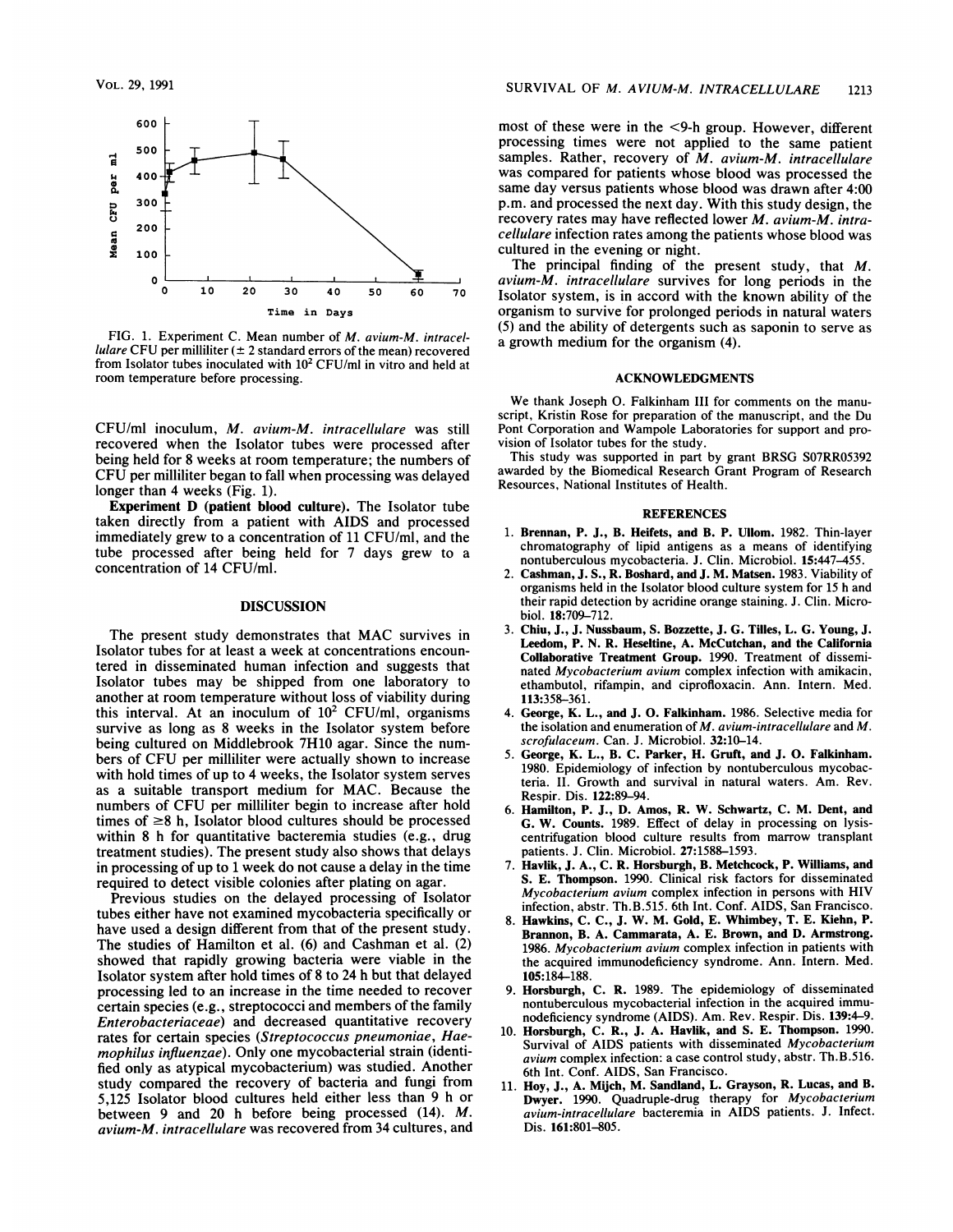FIG. 1. Experiment C. Mean number of *M. avium-M. intracellulare* CFU per milliliter (± 2 standard errors of the mean) recovered from Isolator tubes inoculated with $10^2$ CFU/ml in vitro and held at room temperature before processing.

CFU/ml inoculum, *M. avium-M. intracellulare* was still recovered when the Isolator tubes were processed after being held for 8 weeks at room temperature; the numbers of CFU per milliliter began to fall when processing was delayed longer than 4 weeks (Fig. 1).

**Experiment D (patient blood culture).** The Isolator tube taken directly from a patient with AIDS and processed immediately grew to a concentration of 11 CFU/ml, and the tube processed after being held for 7 days grew to a concentration of 14 CFU/ml.

## DISCUSSION

The present study demonstrates that MAC survives in Isolator tubes for at least a week at concentrations encountered in disseminated human infection and suggests that Isolator tubes may be shipped from one laboratory to another at room temperature without loss of viability during this interval. At an inoculum of $10^2$ CFU/ml, organisms survive as long as 8 weeks in the Isolator system before being cultured on Middlebrook 7H10 agar. Since the numbers of CFU per milliliter were actually shown to increase with hold times of up to 4 weeks, the Isolator system serves as a suitable transport medium for MAC. Because the numbers of CFU per milliliter begin to increase after hold times of ≥8 h, Isolator blood cultures should be processed within 8 h for quantitative bacteremia studies (e.g., drug treatment studies). The present study also shows that delays in processing of up to 1 week do not cause a delay in the time required to detect visible colonies after plating on agar.

Previous studies on the delayed processing of Isolator tubes either have not examined mycobacteria specifically or have used a design different from that of the present study. The studies of Hamilton et al. (6) and Cashman et al. (2) showed that rapidly growing bacteria were viable in the Isolator system after hold times of 8 to 24 h but that delayed processing led to an increase in the time needed to recover certain species (e.g., streptococci and members of the family *Enterobacteriaceae*) and decreased quantitative recovery rates for certain species (*Streptococcus pneumoniae*, *Haemophilus influenzae*). Only one mycobacterial strain (identified only as atypical mycobacterium) was studied. Another study compared the recovery of bacteria and fungi from 5,125 Isolator blood cultures held either less than 9 h or between 9 and 20 h before being processed (14). *M. avium-M. intracellulare* was recovered from 34 cultures, and most of these were in the <9-h group. However, different processing times were not applied to the same patient samples. Rather, recovery of *M. avium-M. intracellulare* was compared for patients whose blood was processed the same day versus patients whose blood was drawn after 4:00 p.m. and processed the next day. With this study design, the recovery rates may have reflected lower *M. avium-M. intracellulare* infection rates among the patients whose blood was cultured in the evening or night.

The principal finding of the present study, that *M. avium-M. intracellulare* survives for long periods in the Isolator system, is in accord with the known ability of the organism to survive for prolonged periods in natural waters (5) and the ability of detergents such as saponin to serve as a growth medium for the organism (4).

## ACKNOWLEDGMENTS

We thank Joseph O. Falkinham III for comments on the manuscript, Kristin Rose for preparation of the manuscript, and the Du Pont Corporation and Wampole Laboratories for support and provision of Isolator tubes for the study.

This study was supported in part by grant BRSG S07RR05392 awarded by the Biomedical Research Grant Program of Research Resources, National Institutes of Health.

## REFERENCES

1. **Brennan, P. J., B. Heifets, and B. P. Ullom.** 1982. Thin-layer chromatography of lipid antigens as a means of identifying nontuberculous mycobacteria. J. Clin. Microbiol. **15:**447–455.
2. **Cashman, J. S., R. Boshard, and J. M. Matsen.** 1983. Viability of organisms held in the Isolator blood culture system for 15 h and their rapid detection by acridine orange staining. J. Clin. Microbiol. **18:**709–712.
3. **Chiu, J., J. Nussbaum, S. Bozzette, J. G. Tilles, L. G. Young, J. Leedom, P. N. R. Heseltine, A. McCutchan, and the California Collaborative Treatment Group.** 1990. Treatment of disseminated *Mycobacterium avium* complex infection with amikacin, ethambutol, rifampin, and ciprofloxacin. Ann. Intern. Med. **113:**358–361.
4. **George, K. L., and J. O. Falkinham.** 1986. Selective media for the isolation and enumeration of *M. avium-intracellulare* and *M. scrofulaceum*. Can. J. Microbiol. **32:**10–14.
5. **George, K. L., B. C. Parker, H. Gruft, and J. O. Falkinham.** 1980. Epidemiology of infection by nontuberculous mycobacteria. II. Growth and survival in natural waters. Am. Rev. Respir. Dis. **122:**89–94.
6. **Hamilton, P. J., D. Amos, R. W. Schwartz, C. M. Dent, and G. W. Counts.** 1989. Effect of delay in processing on lysis-centrifugation blood culture results from marrow transplant patients. J. Clin. Microbiol. **27:**1588–1593.
7. **Havlik, J. A., C. R. Horsburgh, B. Metchcock, P. Williams, and S. E. Thompson.** 1990. Clinical risk factors for disseminated *Mycobacterium avium* complex infection in persons with HIV infection, abstr. Th.B.515. 6th Int. Conf. AIDS, San Francisco.
8. **Hawkins, C. C., J. W. M. Gold, E. Whimbey, T. E. Kiehn, P. Brannon, B. A. Cammarata, A. E. Brown, and D. Armstrong.** 1986. *Mycobacterium avium* complex infection in patients with the acquired immunodeficiency syndrome. Ann. Intern. Med. **105:**184–188.
9. **Horsburgh, C. R.** 1989. The epidemiology of disseminated nontuberculous mycobacterial infection in the acquired immunodeficiency syndrome (AIDS). Am. Rev. Respir. Dis. **139:**4–9.
10. **Horsburgh, C. R., J. A. Havlik, and S. E. Thompson.** 1990. Survival of AIDS patients with disseminated *Mycobacterium avium* complex infection: a case control study, abstr. Th.B.516. 6th Int. Conf. AIDS, San Francisco.
11. **Hoy, J., A. Mijch, M. Sandland, L. Grayson, R. Lucas, and B. Dwyer.** 1990. Quadruple-drug therapy for *Mycobacterium avium-intracellulare* bacteremia in AIDS patients. J. Infect. Dis. **161:**801–805.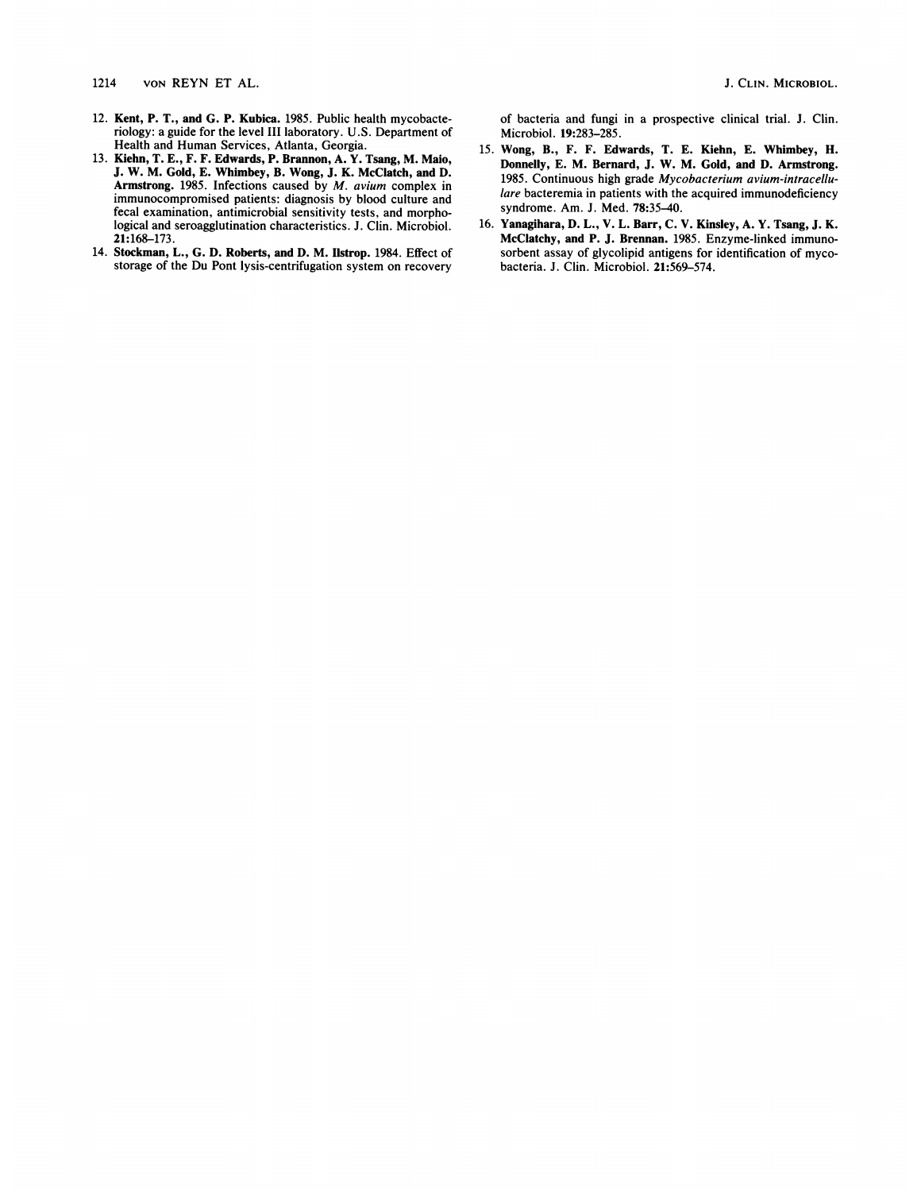12. **Kent, P. T., and G. P. Kubica.** 1985. Public health mycobacteriology: a guide for the level III laboratory. U.S. Department of Health and Human Services, Atlanta, Georgia.
13. **Kiehn, T. E., F. F. Edwards, P. Brannon, A. Y. Tsang, M. Maio, J. W. M. Gold, E. Whimbey, B. Wong, J. K. McClatch, and D. Armstrong.** 1985. Infections caused by *M. avium* complex in immunocompromised patients: diagnosis by blood culture and fecal examination, antimicrobial sensitivity tests, and morphological and seroagglutination characteristics. J. Clin. Microbiol. **21**:168–173.
14. **Stockman, L., G. D. Roberts, and D. M. Ilstrop.** 1984. Effect of storage of the Du Pont lysis-centrifugation system on recovery of bacteria and fungi in a prospective clinical trial. J. Clin. Microbiol. **19**:283–285.
15. **Wong, B., F. F. Edwards, T. E. Kiehn, E. Whimbey, H. Donnelly, E. M. Bernard, J. W. M. Gold, and D. Armstrong.** 1985. Continuous high grade *Mycobacterium avium-intracellulare* bacteremia in patients with the acquired immunodeficiency syndrome. Am. J. Med. **78**:35–40.
16. **Yanagihara, D. L., V. L. Barr, C. V. Kinsley, A. Y. Tsang, J. K. McClatchy, and P. J. Brennan.** 1985. Enzyme-linked immunosorbent assay of glycolipid antigens for identification of mycobacteria. J. Clin. Microbiol. **21**:569–574.